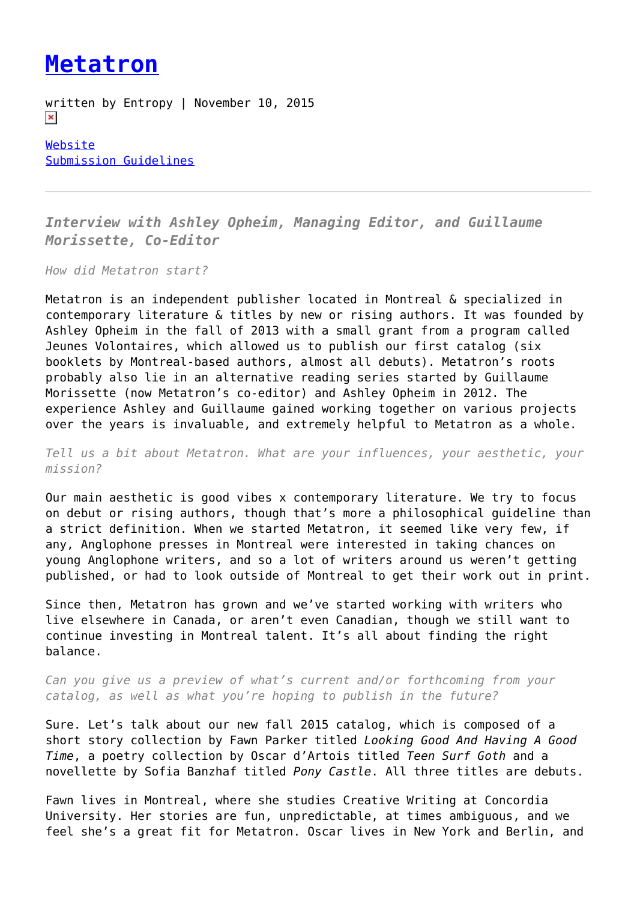# Metatron

written by Entropy | November 10, 2015

Website
Submission Guidelines

---

***Interview with Ashley Opheim, Managing Editor, and Guillaume Morissette, Co-Editor***

*How did Metatron start?*

Metatron is an independent publisher located in Montreal & specialized in contemporary literature & titles by new or rising authors. It was founded by Ashley Opheim in the fall of 2013 with a small grant from a program called Jeunes Volontaires, which allowed us to publish our first catalog (six booklets by Montreal-based authors, almost all debuts). Metatron's roots probably also lie in an alternative reading series started by Guillaume Morissette (now Metatron's co-editor) and Ashley Opheim in 2012. The experience Ashley and Guillaume gained working together on various projects over the years is invaluable, and extremely helpful to Metatron as a whole.

*Tell us a bit about Metatron. What are your influences, your aesthetic, your mission?*

Our main aesthetic is good vibes x contemporary literature. We try to focus on debut or rising authors, though that's more a philosophical guideline than a strict definition. When we started Metatron, it seemed like very few, if any, Anglophone presses in Montreal were interested in taking chances on young Anglophone writers, and so a lot of writers around us weren't getting published, or had to look outside of Montreal to get their work out in print.

Since then, Metatron has grown and we've started working with writers who live elsewhere in Canada, or aren't even Canadian, though we still want to continue investing in Montreal talent. It's all about finding the right balance.

*Can you give us a preview of what's current and/or forthcoming from your catalog, as well as what you're hoping to publish in the future?*

Sure. Let's talk about our new fall 2015 catalog, which is composed of a short story collection by Fawn Parker titled *Looking Good And Having A Good Time*, a poetry collection by Oscar d'Artois titled *Teen Surf Goth* and a novellette by Sofia Banzhaf titled *Pony Castle*. All three titles are debuts.

Fawn lives in Montreal, where she studies Creative Writing at Concordia University. Her stories are fun, unpredictable, at times ambiguous, and we feel she's a great fit for Metatron. Oscar lives in New York and Berlin, and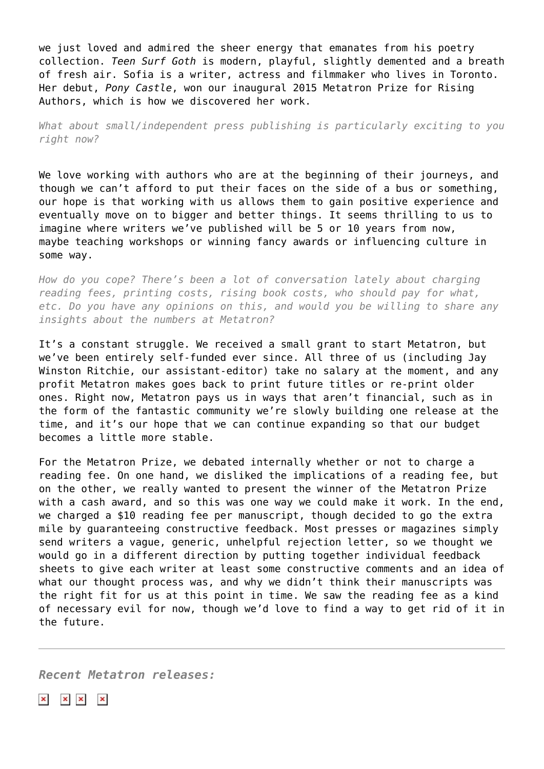we just loved and admired the sheer energy that emanates from his poetry collection. *Teen Surf Goth* is modern, playful, slightly demented and a breath of fresh air. Sofia is a writer, actress and filmmaker who lives in Toronto. Her debut, *Pony Castle*, won our inaugural 2015 Metatron Prize for Rising Authors, which is how we discovered her work.

*What about small/independent press publishing is particularly exciting to you right now?*

We love working with authors who are at the beginning of their journeys, and though we can't afford to put their faces on the side of a bus or something, our hope is that working with us allows them to gain positive experience and eventually move on to bigger and better things. It seems thrilling to us to imagine where writers we've published will be 5 or 10 years from now, maybe teaching workshops or winning fancy awards or influencing culture in some way.

*How do you cope? There's been a lot of conversation lately about charging reading fees, printing costs, rising book costs, who should pay for what, etc. Do you have any opinions on this, and would you be willing to share any insights about the numbers at Metatron?*

It's a constant struggle. We received a small grant to start Metatron, but we've been entirely self-funded ever since. All three of us (including Jay Winston Ritchie, our assistant-editor) take no salary at the moment, and any profit Metatron makes goes back to print future titles or re-print older ones. Right now, Metatron pays us in ways that aren't financial, such as in the form of the fantastic community we're slowly building one release at the time, and it's our hope that we can continue expanding so that our budget becomes a little more stable.

For the Metatron Prize, we debated internally whether or not to charge a reading fee. On one hand, we disliked the implications of a reading fee, but on the other, we really wanted to present the winner of the Metatron Prize with a cash award, and so this was one way we could make it work. In the end, we charged a $10 reading fee per manuscript, though decided to go the extra mile by guaranteeing constructive feedback. Most presses or magazines simply send writers a vague, generic, unhelpful rejection letter, so we thought we would go in a different direction by putting together individual feedback sheets to give each writer at least some constructive comments and an idea of what our thought process was, and why we didn't think their manuscripts was the right fit for us at this point in time. We saw the reading fee as a kind of necessary evil for now, though we'd love to find a way to get rid of it in the future.

---

***Recent Metatron releases:***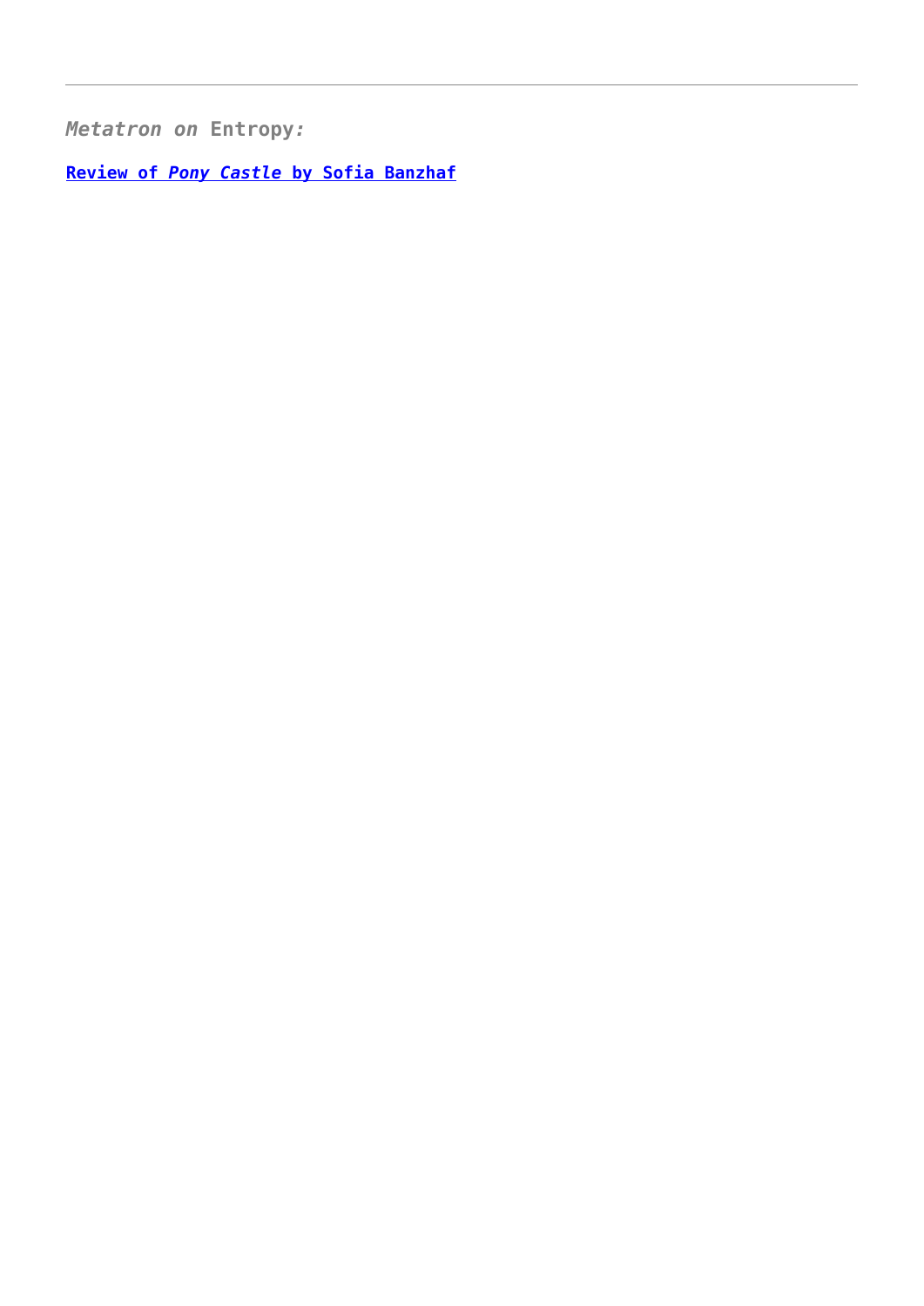---

***Metatron on* Entropy*:***

[**Review of *Pony Castle* by Sofia Banzhaf**]